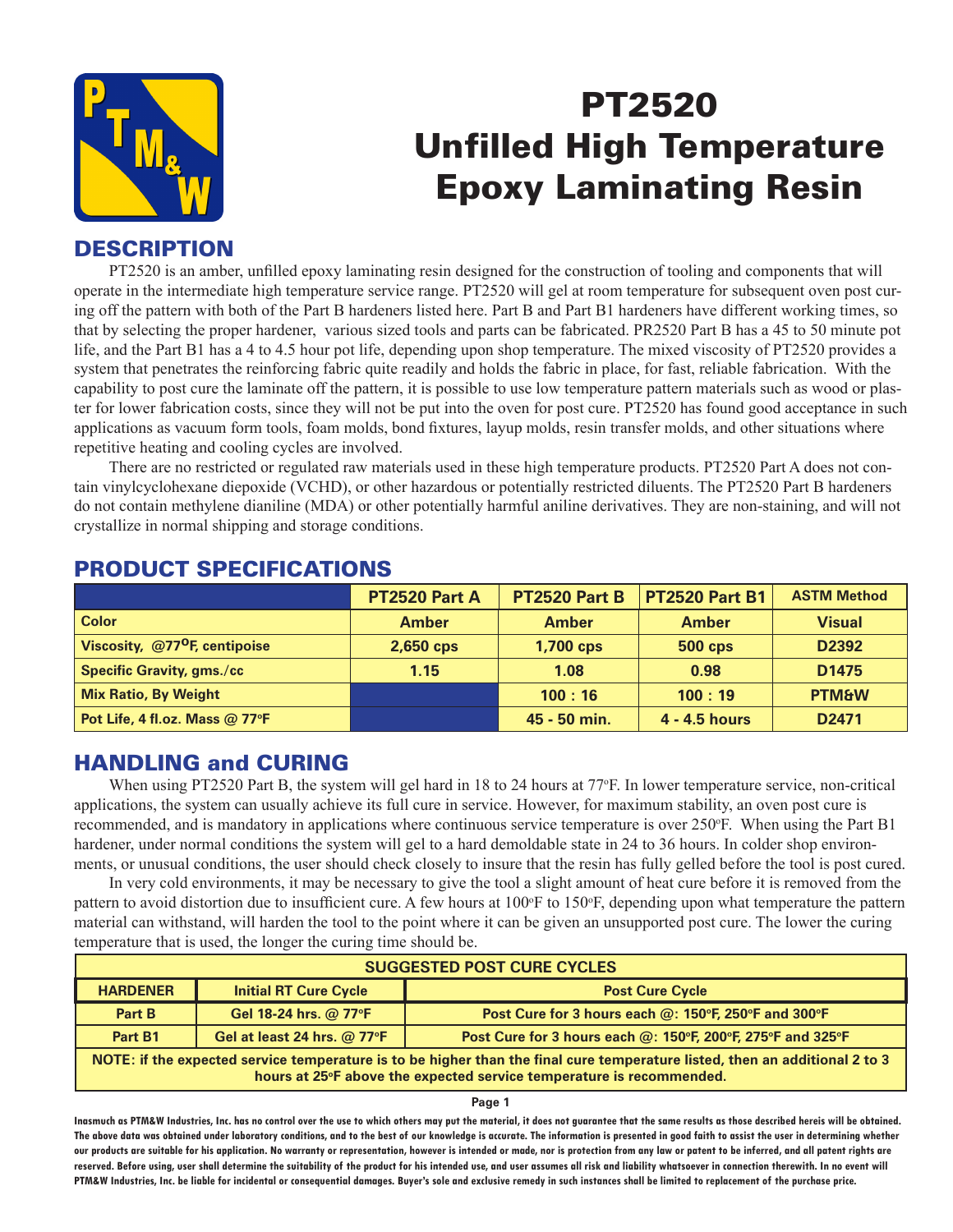# PT2520 Unfilled High Temperature Epoxy Laminating Resin

## DESCRIPTION

PT2520 is an amber, unfilled epoxy laminating resin designed for the construction of tooling and components that will operate in the intermediate high temperature service range. PT2520 will gel at room temperature for subsequent oven post curing off the pattern with both of the Part B hardeners listed here. Part B and Part B1 hardeners have different working times, so that by selecting the proper hardener, various sized tools and parts can be fabricated. PR2520 Part B has a 45 to 50 minute pot life, and the Part B1 has a 4 to 4.5 hour pot life, depending upon shop temperature. The mixed viscosity of PT2520 provides a system that penetrates the reinforcing fabric quite readily and holds the fabric in place, for fast, reliable fabrication. With the capability to post cure the laminate off the pattern, it is possible to use low temperature pattern materials such as wood or plaster for lower fabrication costs, since they will not be put into the oven for post cure. PT2520 has found good acceptance in such applications as vacuum form tools, foam molds, bond fixtures, layup molds, resin transfer molds, and other situations where repetitive heating and cooling cycles are involved.

There are no restricted or regulated raw materials used in these high temperature products. PT2520 Part A does not contain vinylcyclohexane diepoxide (VCHD), or other hazardous or potentially restricted diluents. The PT2520 Part B hardeners do not contain methylene dianiline (MDA) or other potentially harmful aniline derivatives. They are non-staining, and will not crystallize in normal shipping and storage conditions.

## PRODUCT SPECIFICATIONS

| | PT2520 Part A | PT2520 Part B | PT2520 Part B1 | ASTM Method |
|---|---|---|---|---|
| Color | Amber | Amber | Amber | Visual |
| Viscosity, @77°F, centipoise | 2,650 cps | 1,700 cps | 500 cps | D2392 |
| Specific Gravity, gms./cc | 1.15 | 1.08 | 0.98 | D1475 |
| Mix Ratio, By Weight | | 100 : 16 | 100 : 19 | PTM&W |
| Pot Life, 4 fl.oz. Mass @ 77°F | | 45 - 50 min. | 4 - 4.5 hours | D2471 |

## HANDLING and CURING

When using PT2520 Part B, the system will gel hard in 18 to 24 hours at 77°F. In lower temperature service, non-critical applications, the system can usually achieve its full cure in service. However, for maximum stability, an oven post cure is recommended, and is mandatory in applications where continuous service temperature is over 250°F. When using the Part B1 hardener, under normal conditions the system will gel to a hard demoldable state in 24 to 36 hours. In colder shop environments, or unusual conditions, the user should check closely to insure that the resin has fully gelled before the tool is post cured.

In very cold environments, it may be necessary to give the tool a slight amount of heat cure before it is removed from the pattern to avoid distortion due to insufficient cure. A few hours at 100°F to 150°F, depending upon what temperature the pattern material can withstand, will harden the tool to the point where it can be given an unsupported post cure. The lower the curing temperature that is used, the longer the curing time should be.

| SUGGESTED POST CURE CYCLES | | |
|---|---|---|
| **HARDENER** | **Initial RT Cure Cycle** | **Post Cure Cycle** |
| Part B | Gel 18-24 hrs. @ 77°F | Post Cure for 3 hours each @: 150°F, 250°F and 300°F |
| Part B1 | Gel at least 24 hrs. @ 77°F | Post Cure for 3 hours each @: 150°F, 200°F, 275°F and 325°F |
| NOTE: if the expected service temperature is to be higher than the final cure temperature listed, then an additional 2 to 3 hours at 25°F above the expected service temperature is recommended. | | |

Inasmuch as PTM&W Industries, Inc. has no control over the use to which others may put the material, it does not guarantee that the same results as those described hereis will be obtained. The above data was obtained under laboratory conditions, and to the best of our knowledge is accurate. The information is presented in good faith to assist the user in determining whether our products are suitable for his application. No warranty or representation, however is intended or made, nor is protection from any law or patent to be inferred, and all patent rights are reserved. Before using, user shall determine the suitability of the product for his intended use, and user assumes all risk and liability whatsoever in connection therewith. In no event will PTM&W Industries, Inc. be liable for incidental or consequential damages. Buyer's sole and exclusive remedy in such instances shall be limited to replacement of the purchase price.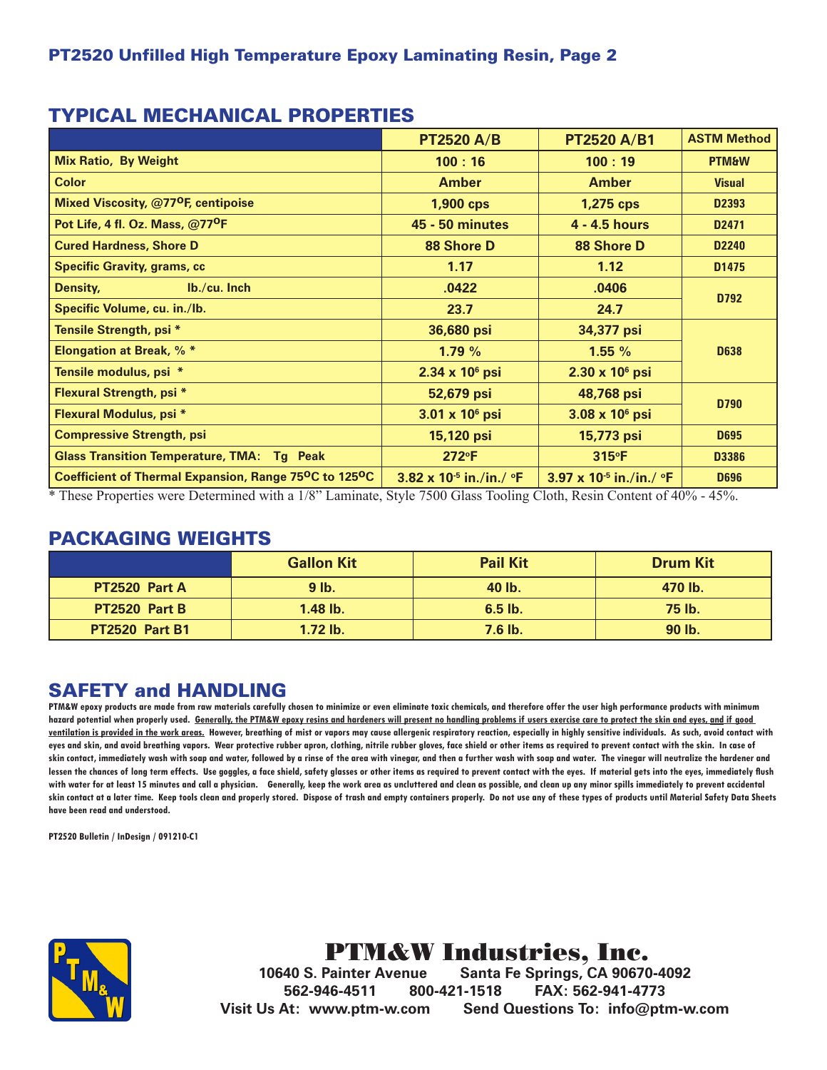## PT2520 Unfilled High Temperature Epoxy Laminating Resin, Page 2

## TYPICAL MECHANICAL PROPERTIES

| | PT2520 A/B | PT2520 A/B1 | ASTM Method |
|---|---|---|---|
| Mix Ratio, By Weight | 100 : 16 | 100 : 19 | PTM&W |
| Color | Amber | Amber | Visual |
| Mixed Viscosity, @77°F, centipoise | 1,900 cps | 1,275 cps | D2393 |
| Pot Life, 4 fl. Oz. Mass, @77°F | 45 - 50 minutes | 4 - 4.5 hours | D2471 |
| Cured Hardness, Shore D | 88 Shore D | 88 Shore D | D2240 |
| Specific Gravity, grams, cc | 1.17 | 1.12 | D1475 |
| Density, lb./cu. Inch | .0422 | .0406 | D792 |
| Specific Volume, cu. in./lb. | 23.7 | 24.7 | |
| Tensile Strength, psi * | 36,680 psi | 34,377 psi | D638 |
| Elongation at Break, % * | 1.79 % | 1.55 % | |
| Tensile modulus, psi * | $2.34 \times 10^6$ psi | $2.30 \times 10^6$ psi | |
| Flexural Strength, psi * | 52,679 psi | 48,768 psi | D790 |
| Flexural Modulus, psi * | $3.01 \times 10^6$ psi | $3.08 \times 10^6$ psi | |
| Compressive Strength, psi | 15,120 psi | 15,773 psi | D695 |
| Glass Transition Temperature, TMA: Tg Peak | 272°F | 315°F | D3386 |
| Coefficient of Thermal Expansion, Range 75°C to 125°C | $3.82 \times 10^{-5}$ in./in./ °F | $3.97 \times 10^{-5}$ in./in./ °F | D696 |

* These Properties were Determined with a 1/8" Laminate, Style 7500 Glass Tooling Cloth, Resin Content of 40% - 45%.

## PACKAGING WEIGHTS

| | Gallon Kit | Pail Kit | Drum Kit |
|---|---|---|---|
| PT2520 Part A | 9 lb. | 40 lb. | 470 lb. |
| PT2520 Part B | 1.48 lb. | 6.5 lb. | 75 lb. |
| PT2520 Part B1 | 1.72 lb. | 7.6 lb. | 90 lb. |

## SAFETY and HANDLING

PTM&W epoxy products are made from raw materials carefully chosen to minimize or even eliminate toxic chemicals, and therefore offer the user high performance products with minimum hazard potential when properly used. Generally, the PTM&W epoxy resins and hardeners will present no handling problems if users exercise care to protect the skin and eyes, and if good ventilation is provided in the work areas. However, breathing of mist or vapors may cause allergenic respiratory reaction, especially in highly sensitive individuals. As such, avoid contact with eyes and skin, and avoid breathing vapors. Wear protective rubber apron, clothing, nitrile rubber gloves, face shield or other items as required to prevent contact with the skin. In case of skin contact, immediately wash with soap and water, followed by a rinse of the area with vinegar, and then a further wash with soap and water. The vinegar will neutralize the hardener and lessen the chances of long term effects. Use goggles, a face shield, safety glasses or other items as required to prevent contact with the eyes. If material gets into the eyes, immediately flush with water for at least 15 minutes and call a physician. Generally, keep the work area as uncluttered and clean as possible, and clean up any minor spills immediately to prevent accidental skin contact at a later time. Keep tools clean and properly stored. Dispose of trash and empty containers properly. Do not use any of these types of products until Material Safety Data Sheets have been read and understood.

PT2520 Bulletin / InDesign / 091210-C1

**PTM&W Industries, Inc.**

10640 S. Painter Avenue Santa Fe Springs, CA 90670-4092

562-946-4511 800-421-1518 FAX: 562-941-4773

Visit Us At: www.ptm-w.com Send Questions To: info@ptm-w.com